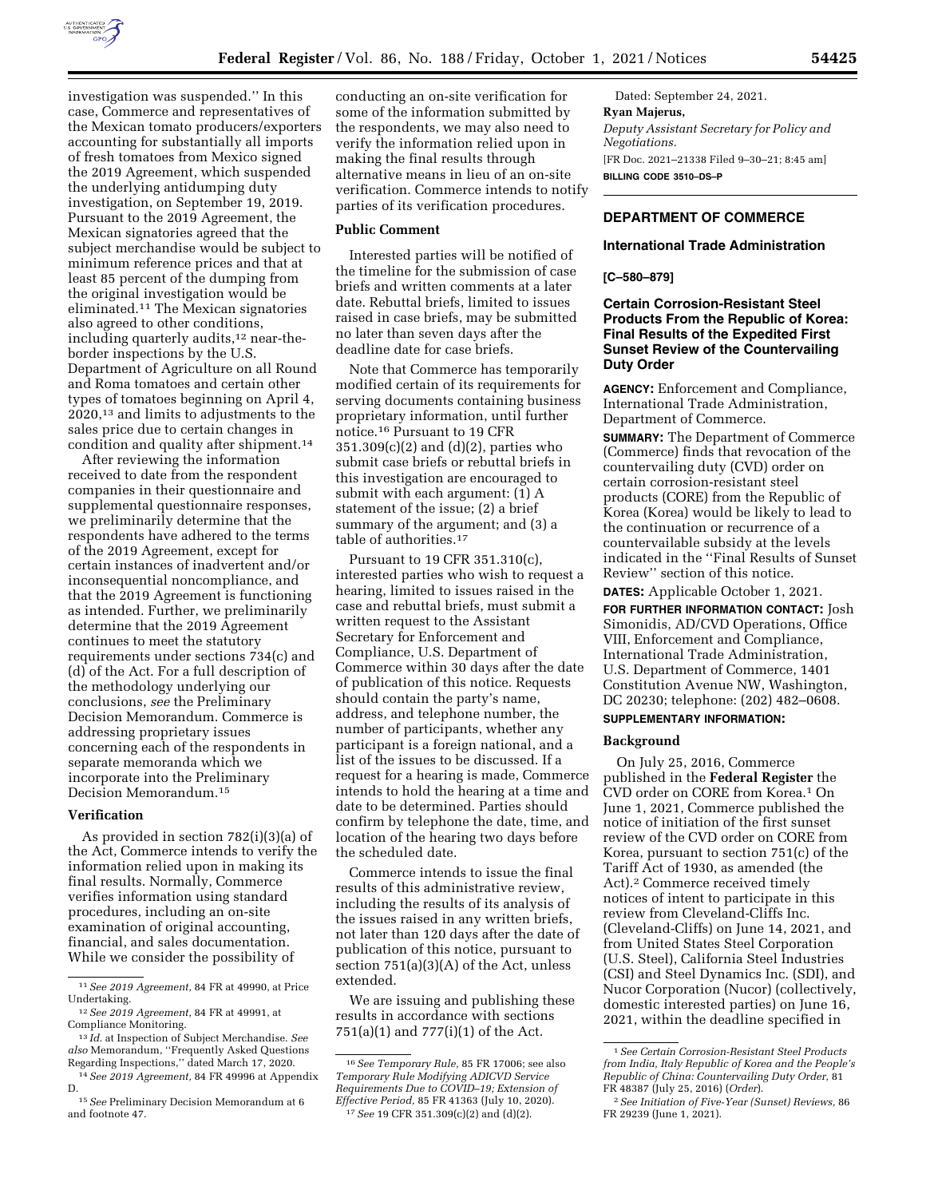investigation was suspended.'' In this case, Commerce and representatives of the Mexican tomato producers/exporters accounting for substantially all imports of fresh tomatoes from Mexico signed the 2019 Agreement, which suspended the underlying antidumping duty investigation, on September 19, 2019. Pursuant to the 2019 Agreement, the Mexican signatories agreed that the subject merchandise would be subject to minimum reference prices and that at least 85 percent of the dumping from the original investigation would be eliminated.[11] The Mexican signatories also agreed to other conditions, including quarterly audits,[12] near-the-border inspections by the U.S. Department of Agriculture on all Round and Roma tomatoes and certain other types of tomatoes beginning on April 4, 2020,[13] and limits to adjustments to the sales price due to certain changes in condition and quality after shipment.[14]

After reviewing the information received to date from the respondent companies in their questionnaire and supplemental questionnaire responses, we preliminarily determine that the respondents have adhered to the terms of the 2019 Agreement, except for certain instances of inadvertent and/or inconsequential noncompliance, and that the 2019 Agreement is functioning as intended. Further, we preliminarily determine that the 2019 Agreement continues to meet the statutory requirements under sections 734(c) and (d) of the Act. For a full description of the methodology underlying our conclusions, *see* the Preliminary Decision Memorandum. Commerce is addressing proprietary issues concerning each of the respondents in separate memoranda which we incorporate into the Preliminary Decision Memorandum.[15]

### Verification

As provided in section 782(i)(3)(a) of the Act, Commerce intends to verify the information relied upon in making its final results. Normally, Commerce verifies information using standard procedures, including an on-site examination of original accounting, financial, and sales documentation. While we consider the possibility of conducting an on-site verification for some of the information submitted by the respondents, we may also need to verify the information relied upon in making the final results through alternative means in lieu of an on-site verification. Commerce intends to notify parties of its verification procedures.

### Public Comment

Interested parties will be notified of the timeline for the submission of case briefs and written comments at a later date. Rebuttal briefs, limited to issues raised in case briefs, may be submitted no later than seven days after the deadline date for case briefs.

Note that Commerce has temporarily modified certain of its requirements for serving documents containing business proprietary information, until further notice.[16] Pursuant to 19 CFR 351.309(c)(2) and (d)(2), parties who submit case briefs or rebuttal briefs in this investigation are encouraged to submit with each argument: (1) A statement of the issue; (2) a brief summary of the argument; and (3) a table of authorities.[17]

Pursuant to 19 CFR 351.310(c), interested parties who wish to request a hearing, limited to issues raised in the case and rebuttal briefs, must submit a written request to the Assistant Secretary for Enforcement and Compliance, U.S. Department of Commerce within 30 days after the date of publication of this notice. Requests should contain the party's name, address, and telephone number, the number of participants, whether any participant is a foreign national, and a list of the issues to be discussed. If a request for a hearing is made, Commerce intends to hold the hearing at a time and date to be determined. Parties should confirm by telephone the date, time, and location of the hearing two days before the scheduled date.

Commerce intends to issue the final results of this administrative review, including the results of its analysis of the issues raised in any written briefs, not later than 120 days after the date of publication of this notice, pursuant to section 751(a)(3)(A) of the Act, unless extended.

We are issuing and publishing these results in accordance with sections 751(a)(1) and 777(i)(1) of the Act.

Dated: September 24, 2021.

**Ryan Majerus,**

*Deputy Assistant Secretary for Policy and Negotiations.*

[FR Doc. 2021–21338 Filed 9–30–21; 8:45 am]

**BILLING CODE 3510–DS–P**

[11] *See 2019 Agreement,* 84 FR at 49990, at Price Undertaking.

[12] *See 2019 Agreement,* 84 FR at 49991, at Compliance Monitoring.

[13] *Id.* at Inspection of Subject Merchandise. *See also* Memorandum, ''Frequently Asked Questions Regarding Inspections,'' dated March 17, 2020.

[14] *See 2019 Agreement,* 84 FR 49996 at Appendix D.

[15] *See* Preliminary Decision Memorandum at 6 and footnote 47.

[16] *See Temporary Rule,* 85 FR 17006; see also *Temporary Rule Modifying ADICVD Service Requirements Due to COVID–19; Extension of Effective Period,* 85 FR 41363 (July 10, 2020).

[17] *See* 19 CFR 351.309(c)(2) and (d)(2).

---

## DEPARTMENT OF COMMERCE

### International Trade Administration

**[C–580–879]**

### Certain Corrosion-Resistant Steel Products From the Republic of Korea: Final Results of the Expedited First Sunset Review of the Countervailing Duty Order

**AGENCY:** Enforcement and Compliance, International Trade Administration, Department of Commerce.

**SUMMARY:** The Department of Commerce (Commerce) finds that revocation of the countervailing duty (CVD) order on certain corrosion-resistant steel products (CORE) from the Republic of Korea (Korea) would be likely to lead to the continuation or recurrence of a countervailable subsidy at the levels indicated in the ''Final Results of Sunset Review'' section of this notice.

**DATES:** Applicable October 1, 2021.

**FOR FURTHER INFORMATION CONTACT:** Josh Simonidis, AD/CVD Operations, Office VIII, Enforcement and Compliance, International Trade Administration, U.S. Department of Commerce, 1401 Constitution Avenue NW, Washington, DC 20230; telephone: (202) 482–0608.

**SUPPLEMENTARY INFORMATION:**

### Background

On July 25, 2016, Commerce published in the **Federal Register** the CVD order on CORE from Korea.[1] On June 1, 2021, Commerce published the notice of initiation of the first sunset review of the CVD order on CORE from Korea, pursuant to section 751(c) of the Tariff Act of 1930, as amended (the Act).[2] Commerce received timely notices of intent to participate in this review from Cleveland-Cliffs Inc. (Cleveland-Cliffs) on June 14, 2021, and from United States Steel Corporation (U.S. Steel), California Steel Industries (CSI) and Steel Dynamics Inc. (SDI), and Nucor Corporation (Nucor) (collectively, domestic interested parties) on June 16, 2021, within the deadline specified in

[1] *See Certain Corrosion-Resistant Steel Products from India, Italy Republic of Korea and the People's Republic of China: Countervailing Duty Order,* 81 FR 48387 (July 25, 2016) (*Order*).

[2] *See Initiation of Five-Year (Sunset) Reviews,* 86 FR 29239 (June 1, 2021).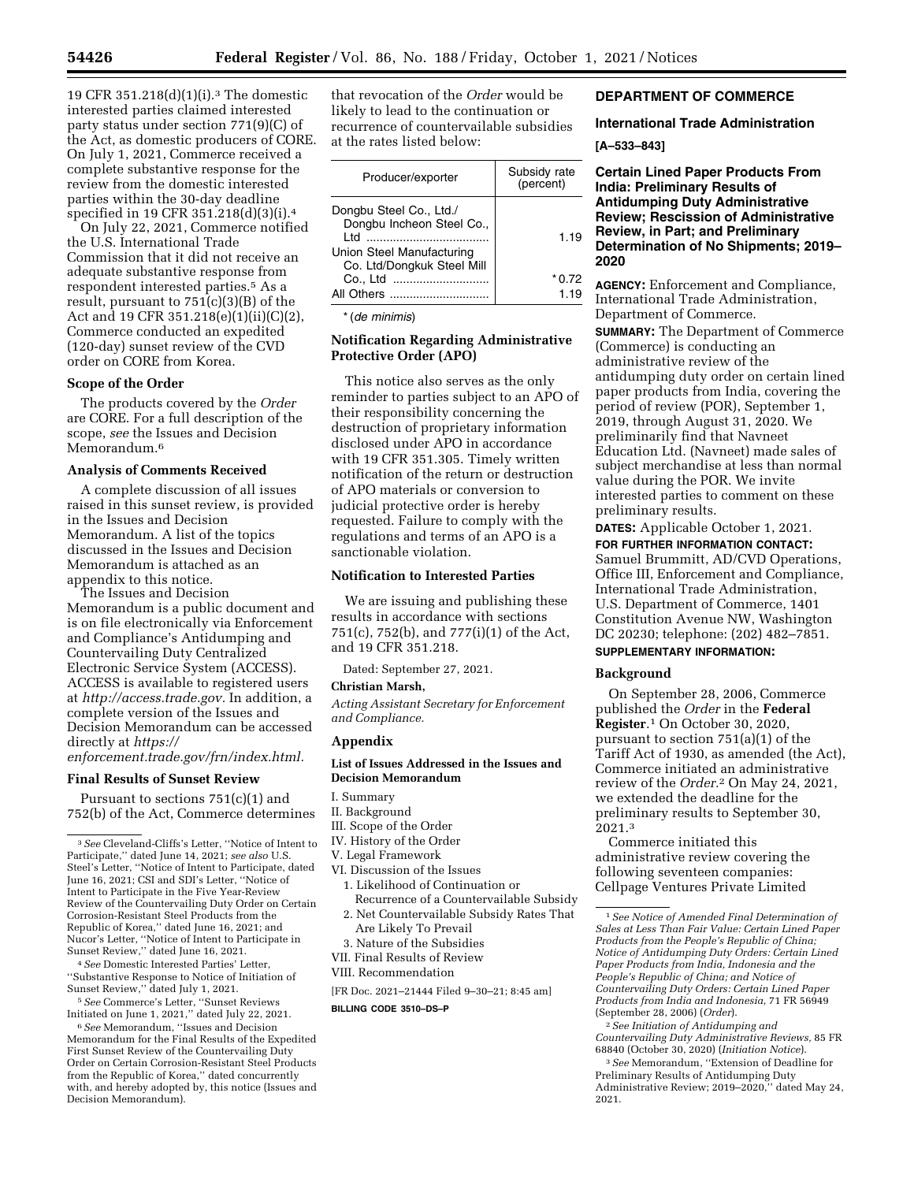19 CFR 351.218(d)(1)(i).[3] The domestic interested parties claimed interested party status under section 771(9)(C) of the Act, as domestic producers of CORE. On July 1, 2021, Commerce received a complete substantive response for the review from the domestic interested parties within the 30-day deadline specified in 19 CFR 351.218(d)(3)(i).[4]

On July 22, 2021, Commerce notified the U.S. International Trade Commission that it did not receive an adequate substantive response from respondent interested parties.[5] As a result, pursuant to 751(c)(3)(B) of the Act and 19 CFR 351.218(e)(1)(ii)(C)(2), Commerce conducted an expedited (120-day) sunset review of the CVD order on CORE from Korea.

### Scope of the Order

The products covered by the *Order* are CORE. For a full description of the scope, *see* the Issues and Decision Memorandum.[6]

### Analysis of Comments Received

A complete discussion of all issues raised in this sunset review, is provided in the Issues and Decision Memorandum. A list of the topics discussed in the Issues and Decision Memorandum is attached as an appendix to this notice.

The Issues and Decision Memorandum is a public document and is on file electronically via Enforcement and Compliance's Antidumping and Countervailing Duty Centralized Electronic Service System (ACCESS). ACCESS is available to registered users at *http://access.trade.gov*. In addition, a complete version of the Issues and Decision Memorandum can be accessed directly at *https://enforcement.trade.gov/frn/index.html.*

### Final Results of Sunset Review

Pursuant to sections 751(c)(1) and 752(b) of the Act, Commerce determines that revocation of the *Order* would be likely to lead to the continuation or recurrence of countervailable subsidies at the rates listed below:

| Producer/exporter | Subsidy rate (percent) |
|---|---|
| Dongbu Steel Co., Ltd./Dongbu Incheon Steel Co., Ltd | 1.19 |
| Union Steel Manufacturing Co. Ltd/Dongkuk Steel Mill Co., Ltd | * 0.72 |
| All Others | 1.19 |

* (*de minimis*)

### Notification Regarding Administrative Protective Order (APO)

This notice also serves as the only reminder to parties subject to an APO of their responsibility concerning the destruction of proprietary information disclosed under APO in accordance with 19 CFR 351.305. Timely written notification of the return or destruction of APO materials or conversion to judicial protective order is hereby requested. Failure to comply with the regulations and terms of an APO is a sanctionable violation.

### Notification to Interested Parties

We are issuing and publishing these results in accordance with sections 751(c), 752(b), and 777(i)(1) of the Act, and 19 CFR 351.218.

Dated: September 27, 2021.

**Christian Marsh,**

*Acting Assistant Secretary for Enforcement and Compliance.*

### Appendix

#### List of Issues Addressed in the Issues and Decision Memorandum

I. Summary
II. Background
III. Scope of the Order
IV. History of the Order
V. Legal Framework
VI. Discussion of the Issues
   1. Likelihood of Continuation or Recurrence of a Countervailable Subsidy
   2. Net Countervailable Subsidy Rates That Are Likely To Prevail
   3. Nature of the Subsidies
VII. Final Results of Review
VIII. Recommendation

[FR Doc. 2021–21444 Filed 9–30–21; 8:45 am]

**BILLING CODE 3510–DS–P**

[3] *See* Cleveland-Cliffs's Letter, "Notice of Intent to Participate," dated June 14, 2021; *see also* U.S. Steel's Letter, "Notice of Intent to Participate, dated June 16, 2021; CSI and SDI's Letter, "Notice of Intent to Participate in the Five Year-Review Review of the Countervailing Duty Order on Certain Corrosion-Resistant Steel Products from the Republic of Korea," dated June 16, 2021; and Nucor's Letter, "Notice of Intent to Participate in Sunset Review," dated June 16, 2021.

[4] *See* Domestic Interested Parties' Letter, "Substantive Response to Notice of Initiation of Sunset Review," dated July 1, 2021.

[5] *See* Commerce's Letter, "Sunset Reviews Initiated on June 1, 2021," dated July 22, 2021.

[6] *See* Memorandum, "Issues and Decision Memorandum for the Final Results of the Expedited First Sunset Review of the Countervailing Duty Order on Certain Corrosion-Resistant Steel Products from the Republic of Korea," dated concurrently with, and hereby adopted by, this notice (Issues and Decision Memorandum).

## DEPARTMENT OF COMMERCE

### International Trade Administration

**[A–533–843]**

### Certain Lined Paper Products From India: Preliminary Results of Antidumping Duty Administrative Review; Rescission of Administrative Review, in Part; and Preliminary Determination of No Shipments; 2019–2020

**AGENCY:** Enforcement and Compliance, International Trade Administration, Department of Commerce.

**SUMMARY:** The Department of Commerce (Commerce) is conducting an administrative review of the antidumping duty order on certain lined paper products from India, covering the period of review (POR), September 1, 2019, through August 31, 2020. We preliminarily find that Navneet Education Ltd. (Navneet) made sales of subject merchandise at less than normal value during the POR. We invite interested parties to comment on these preliminary results.

**DATES:** Applicable October 1, 2021.

**FOR FURTHER INFORMATION CONTACT:** Samuel Brummitt, AD/CVD Operations, Office III, Enforcement and Compliance, International Trade Administration, U.S. Department of Commerce, 1401 Constitution Avenue NW, Washington DC 20230; telephone: (202) 482–7851.

**SUPPLEMENTARY INFORMATION:**

### Background

On September 28, 2006, Commerce published the *Order* in the **Federal Register**.[1] On October 30, 2020, pursuant to section 751(a)(1) of the Tariff Act of 1930, as amended (the Act), Commerce initiated an administrative review of the *Order*.[2] On May 24, 2021, we extended the deadline for the preliminary results to September 30, 2021.[3]

Commerce initiated this administrative review covering the following seventeen companies: Cellpage Ventures Private Limited

[1] *See Notice of Amended Final Determination of Sales at Less Than Fair Value: Certain Lined Paper Products from the People's Republic of China; Notice of Antidumping Duty Orders: Certain Lined Paper Products from India, Indonesia and the People's Republic of China; and Notice of Countervailing Duty Orders: Certain Lined Paper Products from India and Indonesia,* 71 FR 56949 (September 28, 2006) (*Order*).

[2] *See Initiation of Antidumping and Countervailing Duty Administrative Reviews,* 85 FR 68840 (October 30, 2020) (*Initiation Notice*).

[3] *See* Memorandum, "Extension of Deadline for Preliminary Results of Antidumping Duty Administrative Review; 2019–2020," dated May 24, 2021.